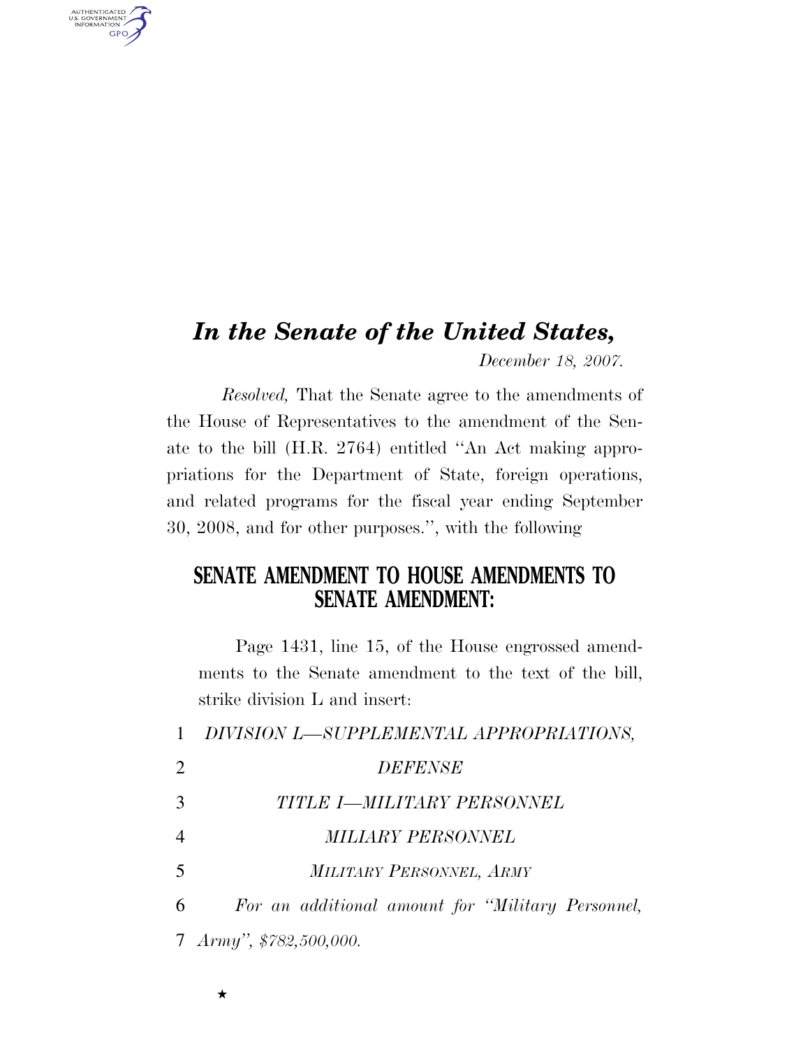# *In the Senate of the United States,*

*December 18, 2007.*

*Resolved,* That the Senate agree to the amendments of the House of Representatives to the amendment of the Senate to the bill (H.R. 2764) entitled ''An Act making appropriations for the Department of State, foreign operations, and related programs for the fiscal year ending September 30, 2008, and for other purposes.'', with the following

## SENATE AMENDMENT TO HOUSE AMENDMENTS TO SENATE AMENDMENT:

Page 1431, line 15, of the House engrossed amendments to the Senate amendment to the text of the bill, strike division L and insert:

1 *DIVISION L—SUPPLEMENTAL APPROPRIATIONS,*

2 *DEFENSE*

3 *TITLE I—MILITARY PERSONNEL*

4 *MILIARY PERSONNEL*

5 *MILITARY PERSONNEL, ARMY*

6 *For an additional amount for ''Military Personnel,*

7 *Army'', $782,500,000.*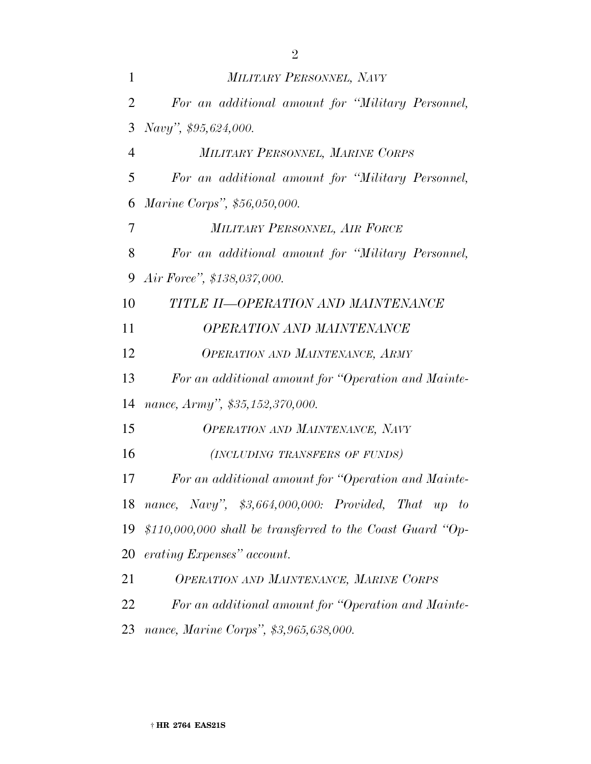*MILITARY PERSONNEL, NAVY*

*For an additional amount for "Military Personnel, Navy", $95,624,000.*

*MILITARY PERSONNEL, MARINE CORPS*

*For an additional amount for "Military Personnel, Marine Corps", $56,050,000.*

*MILITARY PERSONNEL, AIR FORCE*

*For an additional amount for "Military Personnel, Air Force", $138,037,000.*

## *TITLE II—OPERATION AND MAINTENANCE*

### *OPERATION AND MAINTENANCE*

*OPERATION AND MAINTENANCE, ARMY*

*For an additional amount for "Operation and Maintenance, Army", $35,152,370,000.*

*OPERATION AND MAINTENANCE, NAVY*

*(INCLUDING TRANSFERS OF FUNDS)*

*For an additional amount for "Operation and Maintenance, Navy", $3,664,000,000: Provided, That up to $110,000,000 shall be transferred to the Coast Guard "Operating Expenses" account.*

*OPERATION AND MAINTENANCE, MARINE CORPS*

*For an additional amount for "Operation and Maintenance, Marine Corps", $3,965,638,000.*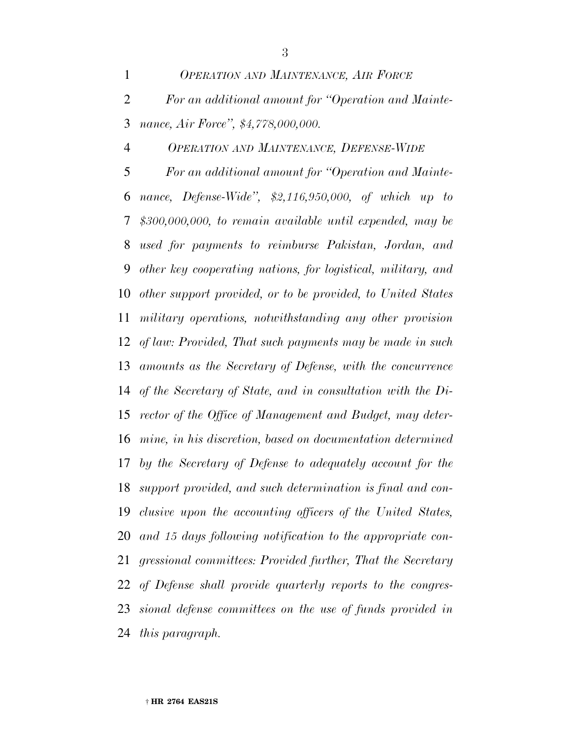*OPERATION AND MAINTENANCE, AIR FORCE*

*For an additional amount for "Operation and Maintenance, Air Force", $4,778,000,000.*

*OPERATION AND MAINTENANCE, DEFENSE-WIDE*

*For an additional amount for "Operation and Maintenance, Defense-Wide", $2,116,950,000, of which up to $300,000,000, to remain available until expended, may be used for payments to reimburse Pakistan, Jordan, and other key cooperating nations, for logistical, military, and other support provided, or to be provided, to United States military operations, notwithstanding any other provision of law: Provided, That such payments may be made in such amounts as the Secretary of Defense, with the concurrence of the Secretary of State, and in consultation with the Director of the Office of Management and Budget, may determine, in his discretion, based on documentation determined by the Secretary of Defense to adequately account for the support provided, and such determination is final and conclusive upon the accounting officers of the United States, and 15 days following notification to the appropriate congressional committees: Provided further, That the Secretary of Defense shall provide quarterly reports to the congressional defense committees on the use of funds provided in this paragraph.*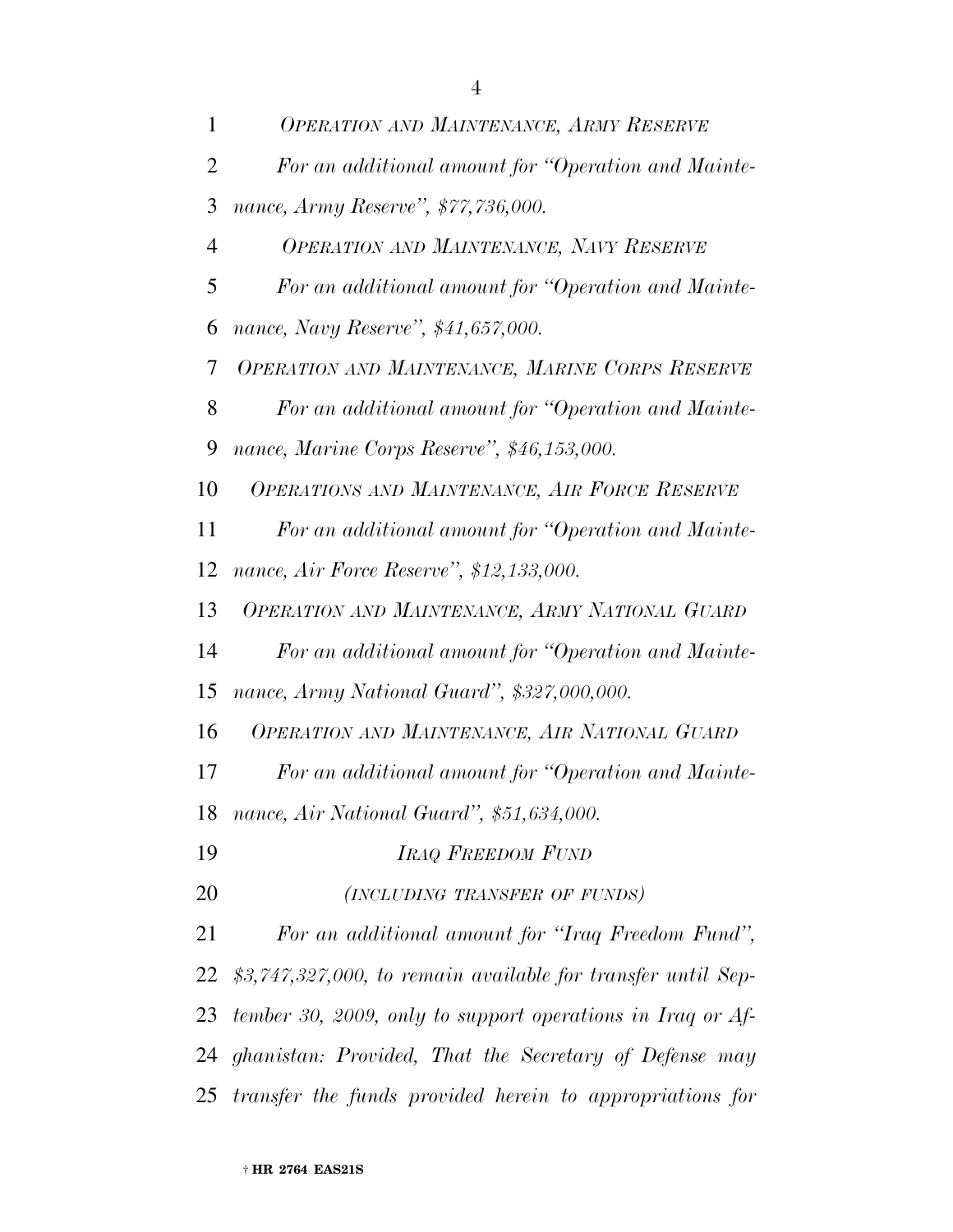*OPERATION AND MAINTENANCE, ARMY RESERVE*

*For an additional amount for "Operation and Maintenance, Army Reserve", $77,736,000.*

*OPERATION AND MAINTENANCE, NAVY RESERVE*

*For an additional amount for "Operation and Maintenance, Navy Reserve", $41,657,000.*

*OPERATION AND MAINTENANCE, MARINE CORPS RESERVE*

*For an additional amount for "Operation and Maintenance, Marine Corps Reserve", $46,153,000.*

*OPERATIONS AND MAINTENANCE, AIR FORCE RESERVE*

*For an additional amount for "Operation and Maintenance, Air Force Reserve", $12,133,000.*

*OPERATION AND MAINTENANCE, ARMY NATIONAL GUARD*

*For an additional amount for "Operation and Maintenance, Army National Guard", $327,000,000.*

*OPERATION AND MAINTENANCE, AIR NATIONAL GUARD*

*For an additional amount for "Operation and Maintenance, Air National Guard", $51,634,000.*

*IRAQ FREEDOM FUND*

*(INCLUDING TRANSFER OF FUNDS)*

*For an additional amount for "Iraq Freedom Fund", $3,747,327,000, to remain available for transfer until September 30, 2009, only to support operations in Iraq or Afghanistan: Provided, That the Secretary of Defense may transfer the funds provided herein to appropriations for*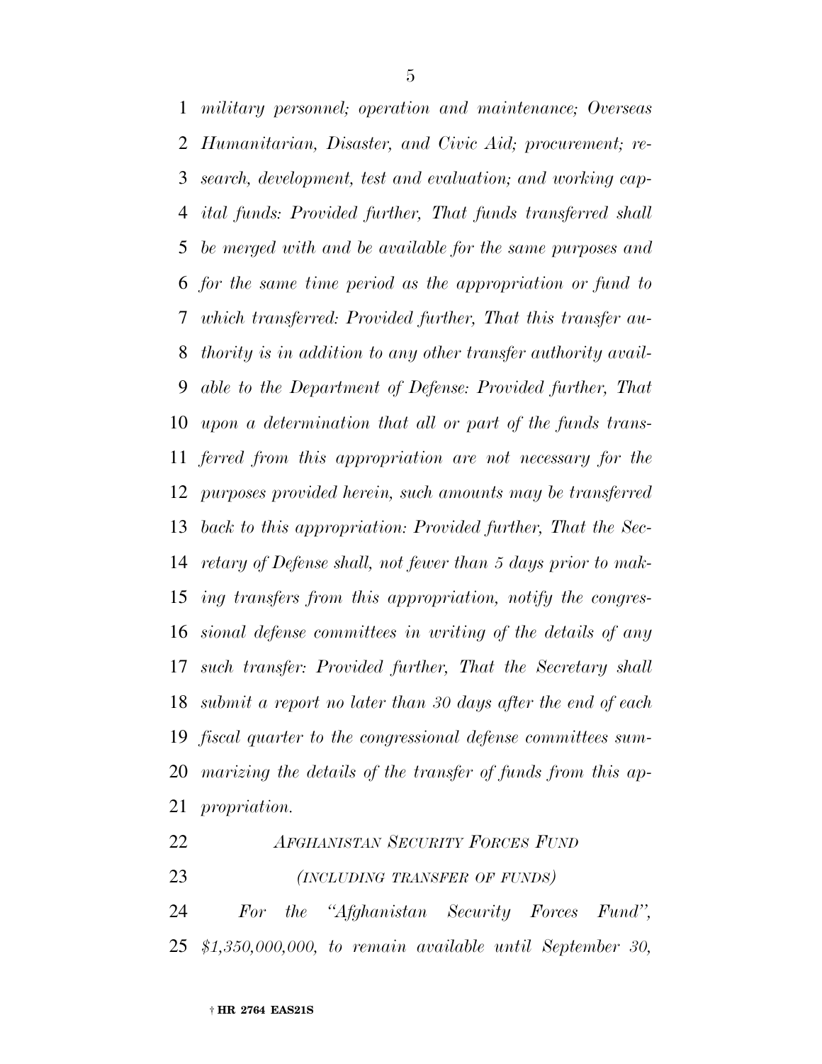*military personnel; operation and maintenance; Overseas Humanitarian, Disaster, and Civic Aid; procurement; research, development, test and evaluation; and working capital funds: Provided further, That funds transferred shall be merged with and be available for the same purposes and for the same time period as the appropriation or fund to which transferred: Provided further, That this transfer authority is in addition to any other transfer authority available to the Department of Defense: Provided further, That upon a determination that all or part of the funds transferred from this appropriation are not necessary for the purposes provided herein, such amounts may be transferred back to this appropriation: Provided further, That the Secretary of Defense shall, not fewer than 5 days prior to making transfers from this appropriation, notify the congressional defense committees in writing of the details of any such transfer: Provided further, That the Secretary shall submit a report no later than 30 days after the end of each fiscal quarter to the congressional defense committees summarizing the details of the transfer of funds from this appropriation.*

*AFGHANISTAN SECURITY FORCES FUND*

*(INCLUDING TRANSFER OF FUNDS)*

*For the "Afghanistan Security Forces Fund", $1,350,000,000, to remain available until September 30,*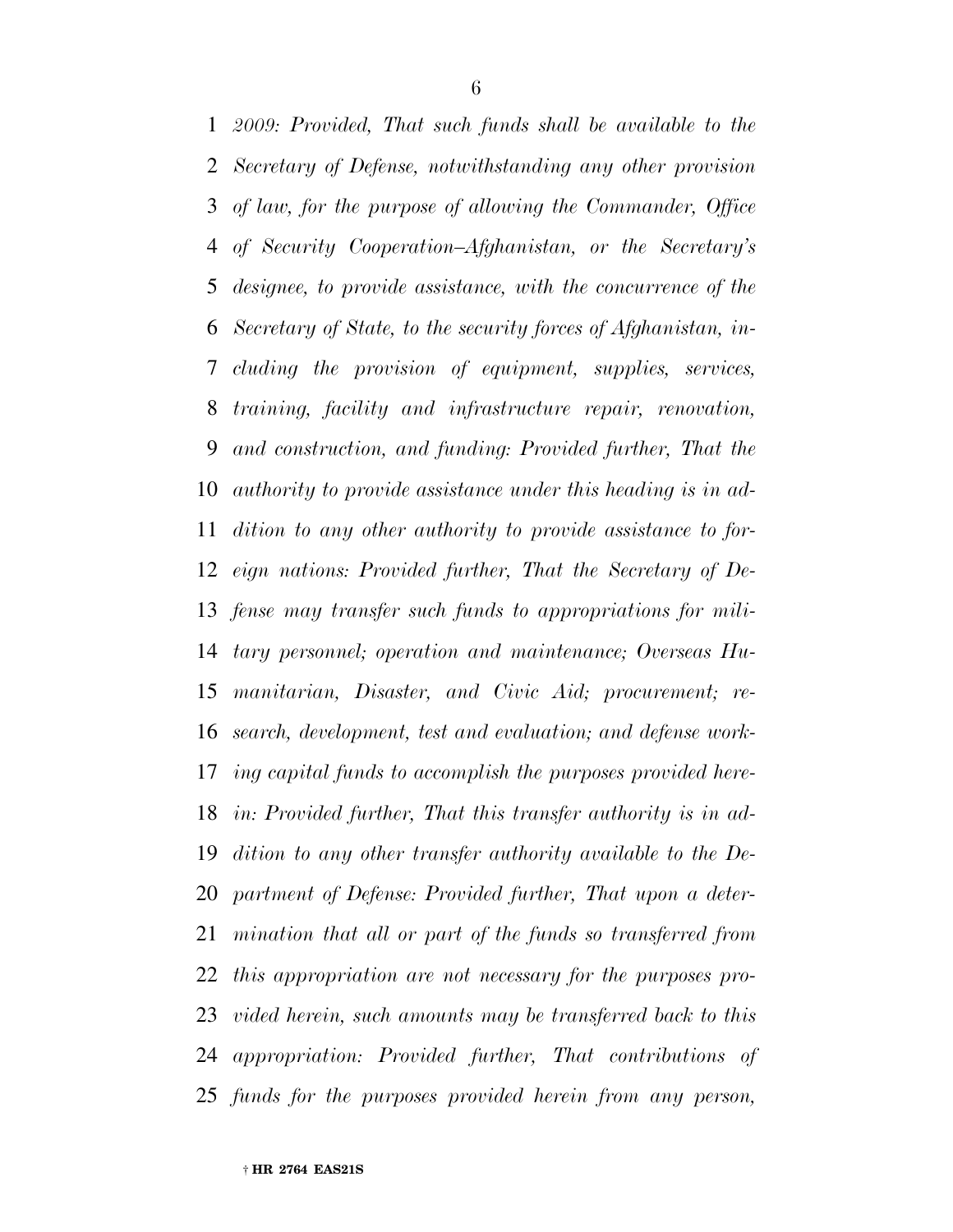*2009: Provided, That such funds shall be available to the Secretary of Defense, notwithstanding any other provision of law, for the purpose of allowing the Commander, Office of Security Cooperation–Afghanistan, or the Secretary's designee, to provide assistance, with the concurrence of the Secretary of State, to the security forces of Afghanistan, including the provision of equipment, supplies, services, training, facility and infrastructure repair, renovation, and construction, and funding: Provided further, That the authority to provide assistance under this heading is in addition to any other authority to provide assistance to foreign nations: Provided further, That the Secretary of Defense may transfer such funds to appropriations for military personnel; operation and maintenance; Overseas Humanitarian, Disaster, and Civic Aid; procurement; research, development, test and evaluation; and defense working capital funds to accomplish the purposes provided herein: Provided further, That this transfer authority is in addition to any other transfer authority available to the Department of Defense: Provided further, That upon a determination that all or part of the funds so transferred from this appropriation are not necessary for the purposes provided herein, such amounts may be transferred back to this appropriation: Provided further, That contributions of funds for the purposes provided herein from any person,*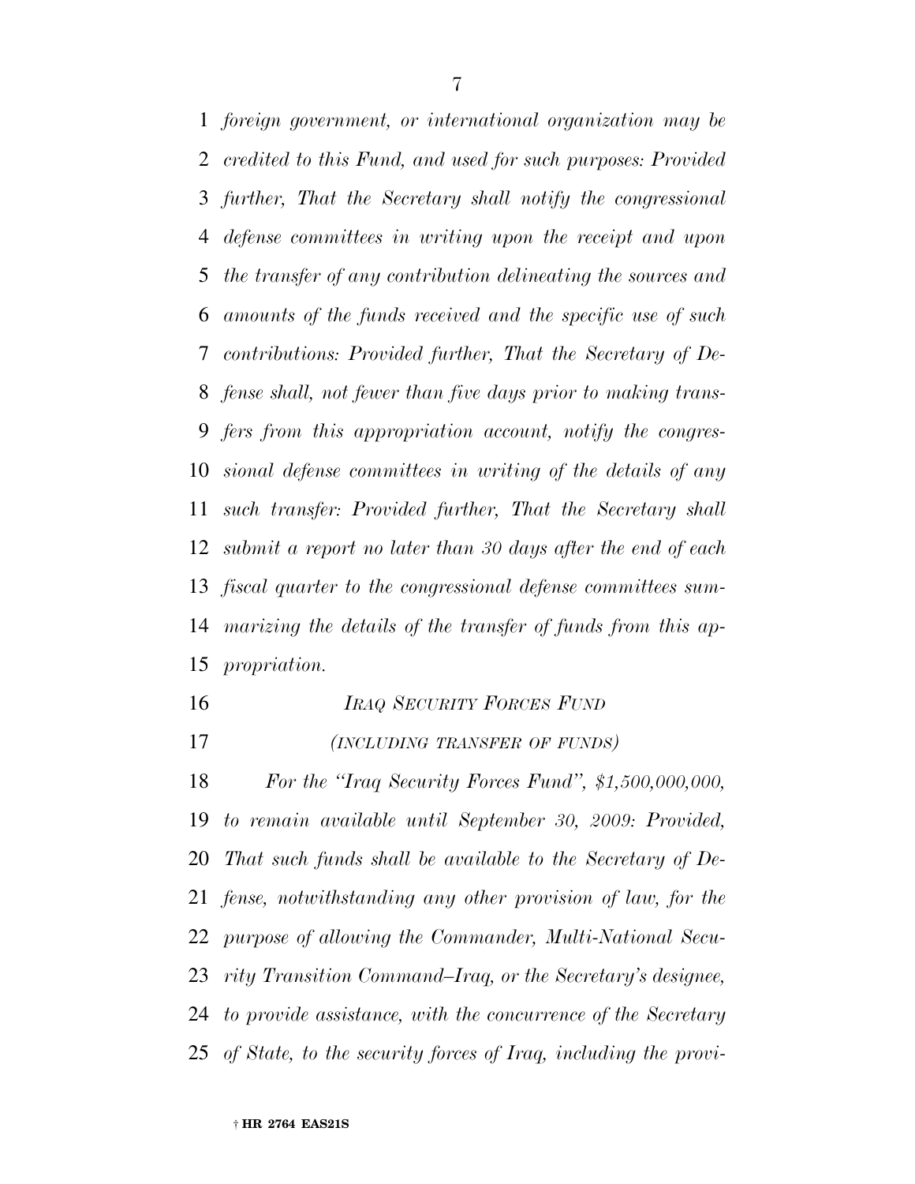*foreign government, or international organization may be credited to this Fund, and used for such purposes: Provided further, That the Secretary shall notify the congressional defense committees in writing upon the receipt and upon the transfer of any contribution delineating the sources and amounts of the funds received and the specific use of such contributions: Provided further, That the Secretary of Defense shall, not fewer than five days prior to making transfers from this appropriation account, notify the congressional defense committees in writing of the details of any such transfer: Provided further, That the Secretary shall submit a report no later than 30 days after the end of each fiscal quarter to the congressional defense committees summarizing the details of the transfer of funds from this appropriation.*

*IRAQ SECURITY FORCES FUND*

*(INCLUDING TRANSFER OF FUNDS)*

*For the "Iraq Security Forces Fund", $1,500,000,000, to remain available until September 30, 2009: Provided, That such funds shall be available to the Secretary of Defense, notwithstanding any other provision of law, for the purpose of allowing the Commander, Multi-National Security Transition Command–Iraq, or the Secretary's designee, to provide assistance, with the concurrence of the Secretary of State, to the security forces of Iraq, including the provi-*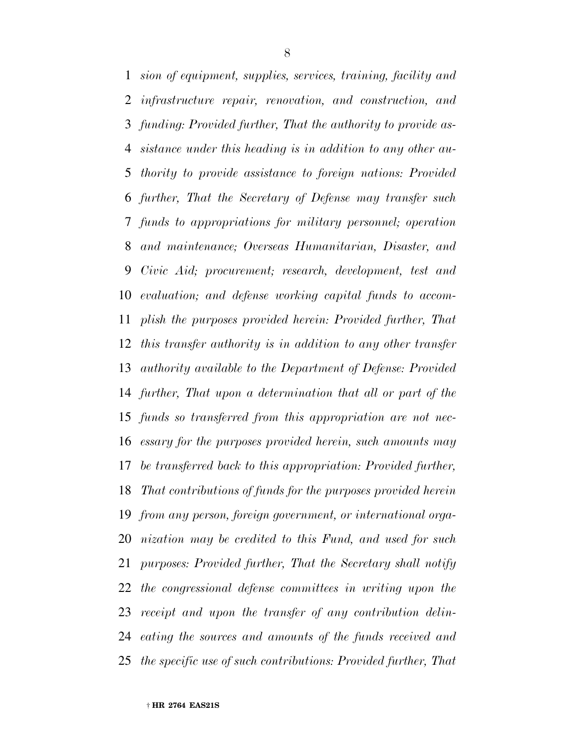*sion of equipment, supplies, services, training, facility and infrastructure repair, renovation, and construction, and funding: Provided further, That the authority to provide assistance under this heading is in addition to any other authority to provide assistance to foreign nations: Provided further, That the Secretary of Defense may transfer such funds to appropriations for military personnel; operation and maintenance; Overseas Humanitarian, Disaster, and Civic Aid; procurement; research, development, test and evaluation; and defense working capital funds to accomplish the purposes provided herein: Provided further, That this transfer authority is in addition to any other transfer authority available to the Department of Defense: Provided further, That upon a determination that all or part of the funds so transferred from this appropriation are not necessary for the purposes provided herein, such amounts may be transferred back to this appropriation: Provided further, That contributions of funds for the purposes provided herein from any person, foreign government, or international organization may be credited to this Fund, and used for such purposes: Provided further, That the Secretary shall notify the congressional defense committees in writing upon the receipt and upon the transfer of any contribution delineating the sources and amounts of the funds received and the specific use of such contributions: Provided further, That*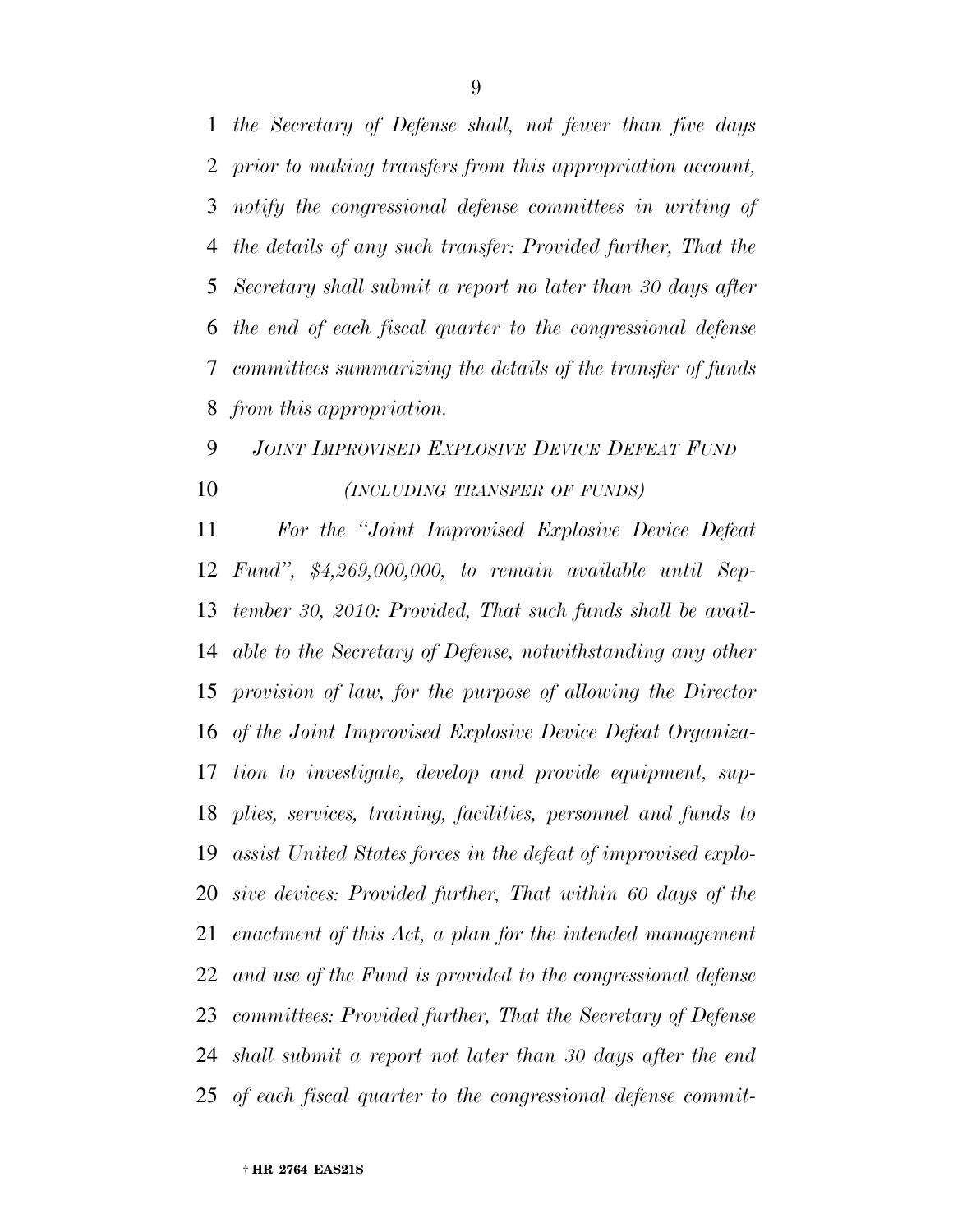*the Secretary of Defense shall, not fewer than five days prior to making transfers from this appropriation account, notify the congressional defense committees in writing of the details of any such transfer: Provided further, That the Secretary shall submit a report no later than 30 days after the end of each fiscal quarter to the congressional defense committees summarizing the details of the transfer of funds from this appropriation.*

*JOINT IMPROVISED EXPLOSIVE DEVICE DEFEAT FUND*

*(INCLUDING TRANSFER OF FUNDS)*

*For the "Joint Improvised Explosive Device Defeat Fund", $4,269,000,000, to remain available until September 30, 2010: Provided, That such funds shall be available to the Secretary of Defense, notwithstanding any other provision of law, for the purpose of allowing the Director of the Joint Improvised Explosive Device Defeat Organization to investigate, develop and provide equipment, supplies, services, training, facilities, personnel and funds to assist United States forces in the defeat of improvised explosive devices: Provided further, That within 60 days of the enactment of this Act, a plan for the intended management and use of the Fund is provided to the congressional defense committees: Provided further, That the Secretary of Defense shall submit a report not later than 30 days after the end of each fiscal quarter to the congressional defense commit-*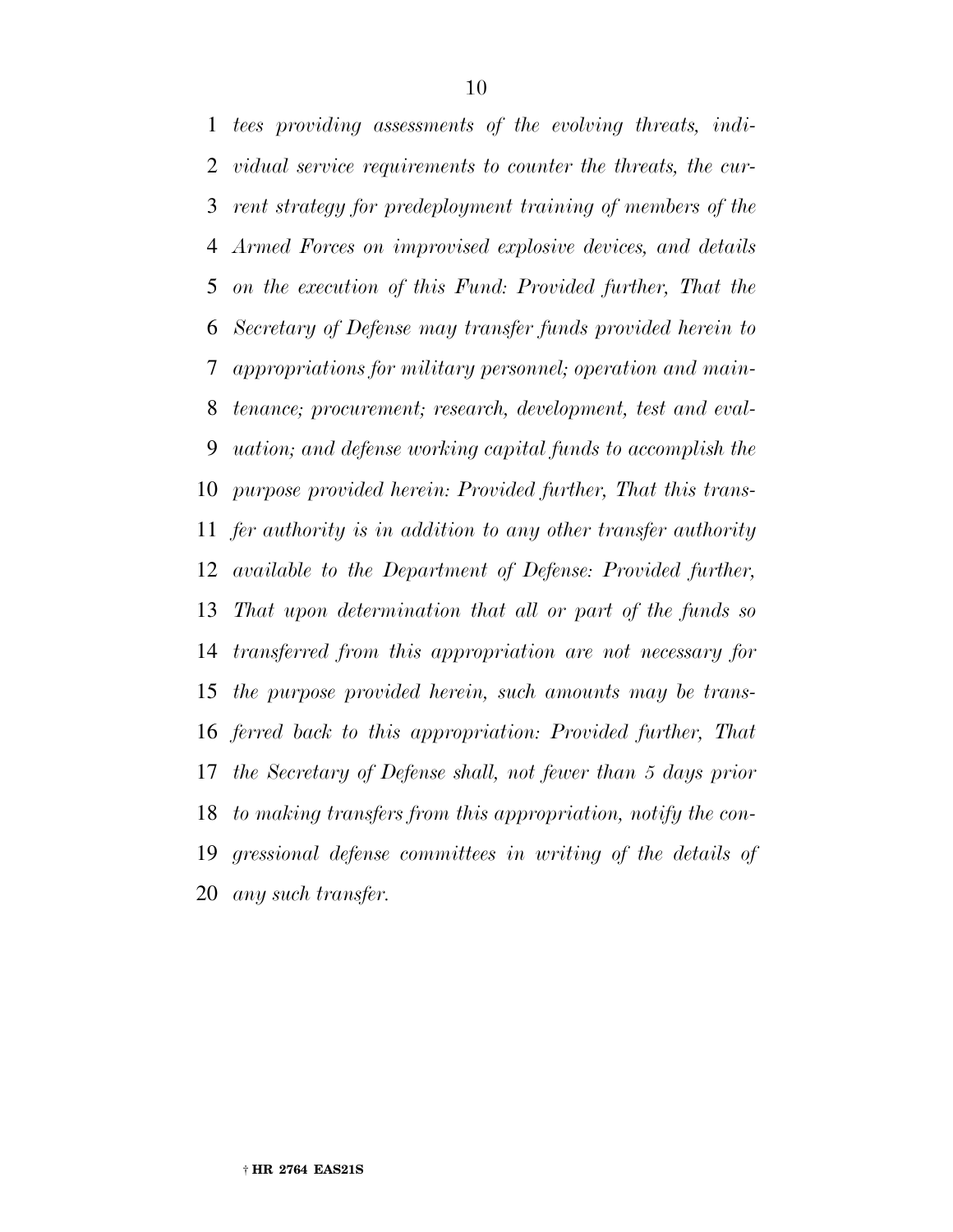*tees providing assessments of the evolving threats, individual service requirements to counter the threats, the current strategy for predeployment training of members of the Armed Forces on improvised explosive devices, and details on the execution of this Fund: Provided further, That the Secretary of Defense may transfer funds provided herein to appropriations for military personnel; operation and maintenance; procurement; research, development, test and evaluation; and defense working capital funds to accomplish the purpose provided herein: Provided further, That this transfer authority is in addition to any other transfer authority available to the Department of Defense: Provided further, That upon determination that all or part of the funds so transferred from this appropriation are not necessary for the purpose provided herein, such amounts may be transferred back to this appropriation: Provided further, That the Secretary of Defense shall, not fewer than 5 days prior to making transfers from this appropriation, notify the congressional defense committees in writing of the details of any such transfer.*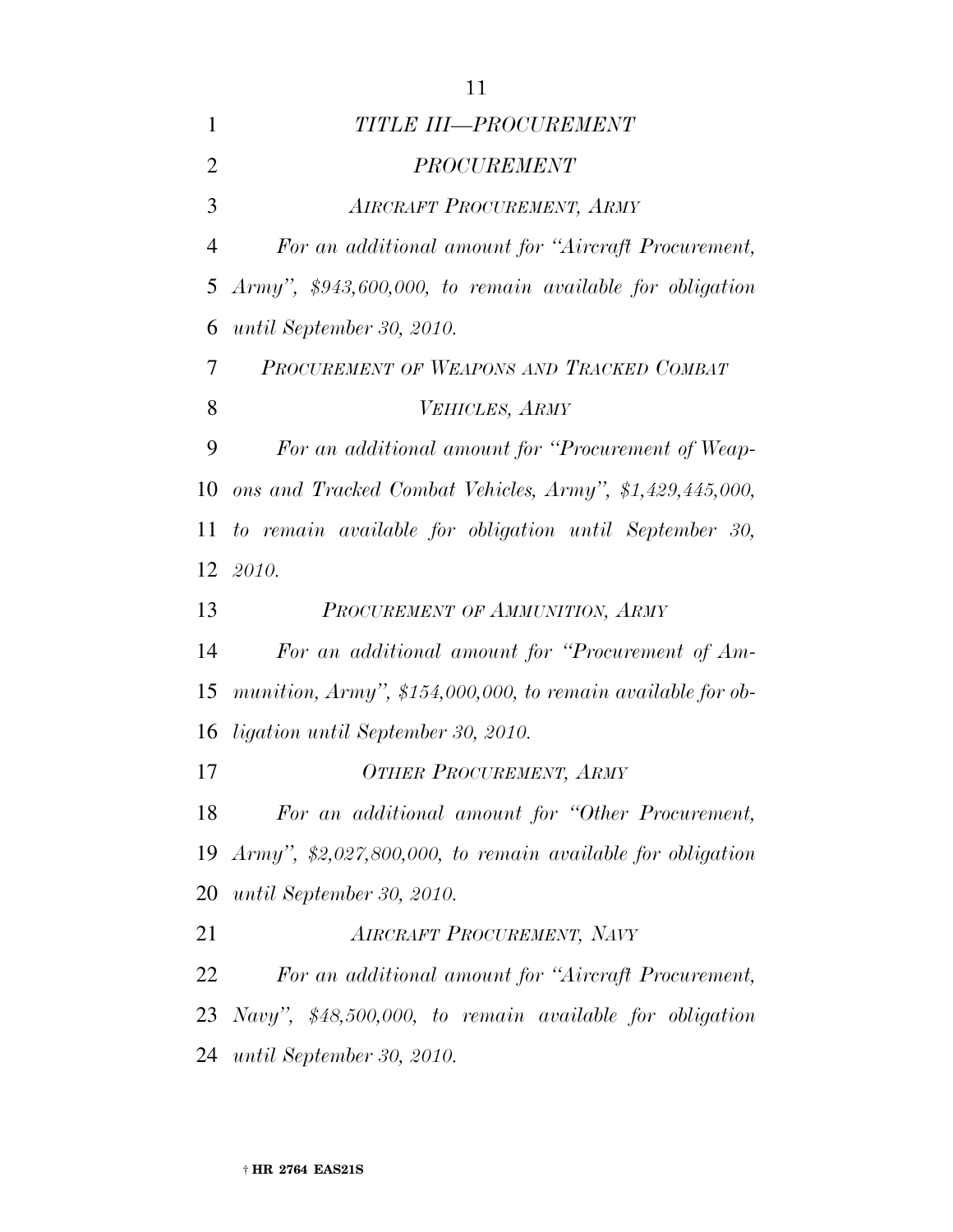## *TITLE III—PROCUREMENT*

### *PROCUREMENT*

#### *AIRCRAFT PROCUREMENT, ARMY*

*For an additional amount for "Aircraft Procurement, Army", $943,600,000, to remain available for obligation until September 30, 2010.*

#### *PROCUREMENT OF WEAPONS AND TRACKED COMBAT VEHICLES, ARMY*

*For an additional amount for "Procurement of Weapons and Tracked Combat Vehicles, Army", $1,429,445,000, to remain available for obligation until September 30, 2010.*

#### *PROCUREMENT OF AMMUNITION, ARMY*

*For an additional amount for "Procurement of Ammunition, Army", $154,000,000, to remain available for obligation until September 30, 2010.*

#### *OTHER PROCUREMENT, ARMY*

*For an additional amount for "Other Procurement, Army", $2,027,800,000, to remain available for obligation until September 30, 2010.*

#### *AIRCRAFT PROCUREMENT, NAVY*

*For an additional amount for "Aircraft Procurement, Navy", $48,500,000, to remain available for obligation until September 30, 2010.*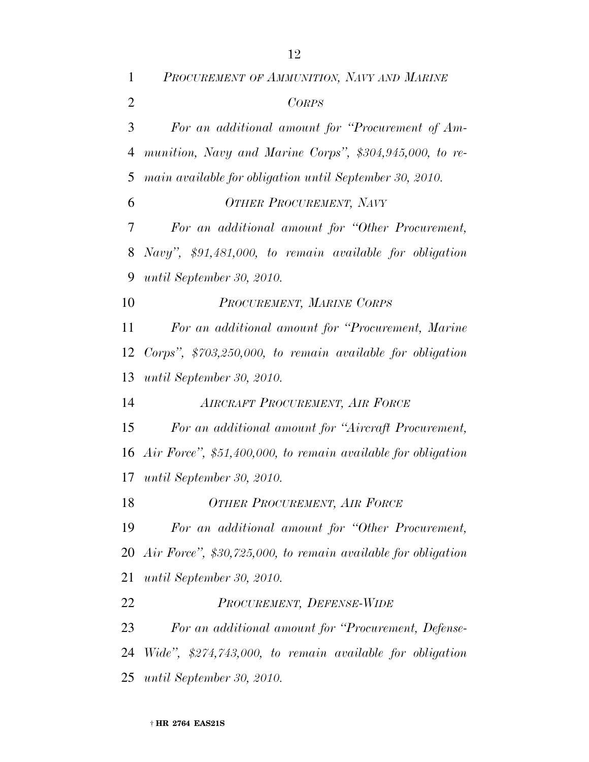*PROCUREMENT OF AMMUNITION, NAVY AND MARINE CORPS*

*For an additional amount for "Procurement of Ammunition, Navy and Marine Corps", $304,945,000, to remain available for obligation until September 30, 2010.*

*OTHER PROCUREMENT, NAVY*

*For an additional amount for "Other Procurement, Navy", $91,481,000, to remain available for obligation until September 30, 2010.*

*PROCUREMENT, MARINE CORPS*

*For an additional amount for "Procurement, Marine Corps", $703,250,000, to remain available for obligation until September 30, 2010.*

*AIRCRAFT PROCUREMENT, AIR FORCE*

*For an additional amount for "Aircraft Procurement, Air Force", $51,400,000, to remain available for obligation until September 30, 2010.*

*OTHER PROCUREMENT, AIR FORCE*

*For an additional amount for "Other Procurement, Air Force", $30,725,000, to remain available for obligation until September 30, 2010.*

*PROCUREMENT, DEFENSE-WIDE*

*For an additional amount for "Procurement, Defense-Wide", $274,743,000, to remain available for obligation until September 30, 2010.*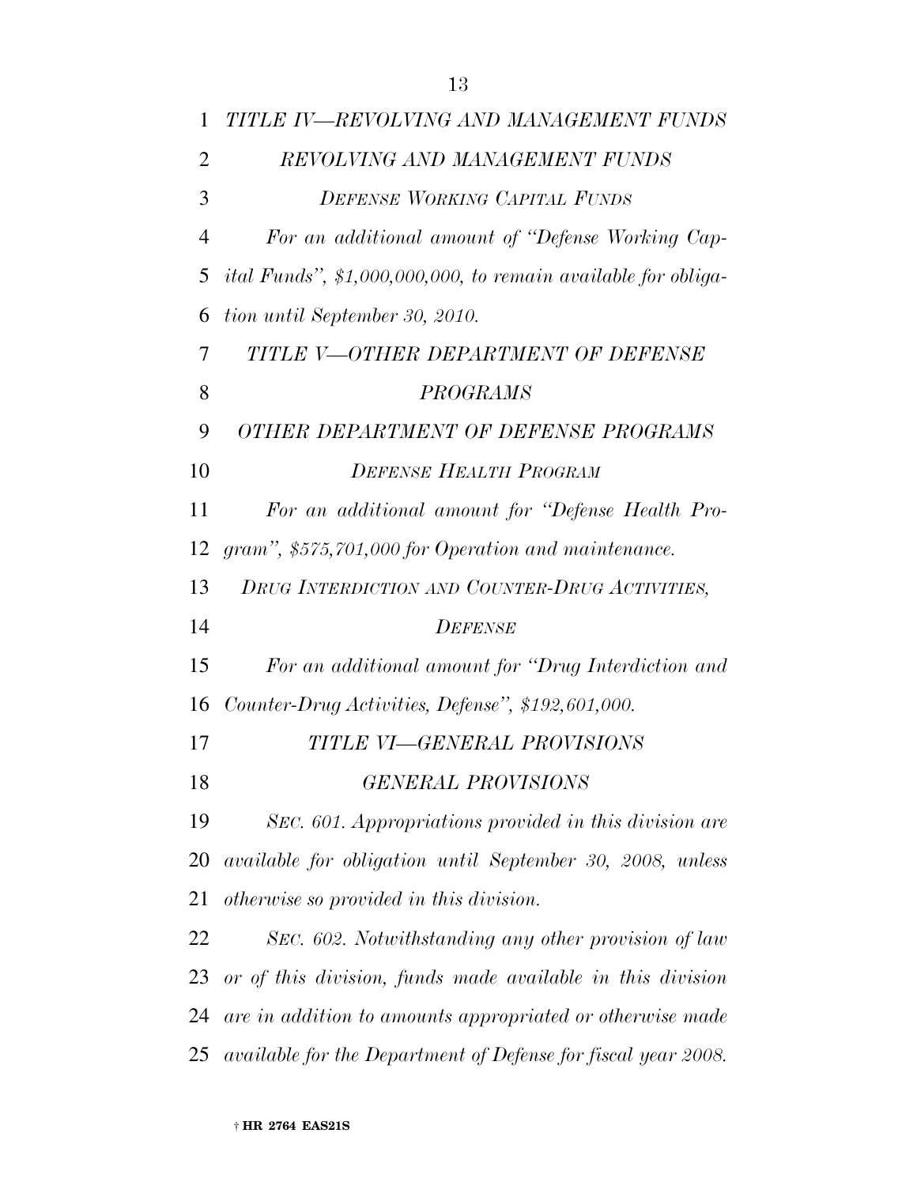*TITLE IV—REVOLVING AND MANAGEMENT FUNDS*

*REVOLVING AND MANAGEMENT FUNDS*

*DEFENSE WORKING CAPITAL FUNDS*

*For an additional amount of "Defense Working Capital Funds", $1,000,000,000, to remain available for obligation until September 30, 2010.*

*TITLE V—OTHER DEPARTMENT OF DEFENSE PROGRAMS*

*OTHER DEPARTMENT OF DEFENSE PROGRAMS*

*DEFENSE HEALTH PROGRAM*

*For an additional amount for "Defense Health Program", $575,701,000 for Operation and maintenance.*

*DRUG INTERDICTION AND COUNTER-DRUG ACTIVITIES, DEFENSE*

*For an additional amount for "Drug Interdiction and Counter-Drug Activities, Defense", $192,601,000.*

*TITLE VI—GENERAL PROVISIONS*

*GENERAL PROVISIONS*

*SEC. 601. Appropriations provided in this division are available for obligation until September 30, 2008, unless otherwise so provided in this division.*

*SEC. 602. Notwithstanding any other provision of law or of this division, funds made available in this division are in addition to amounts appropriated or otherwise made available for the Department of Defense for fiscal year 2008.*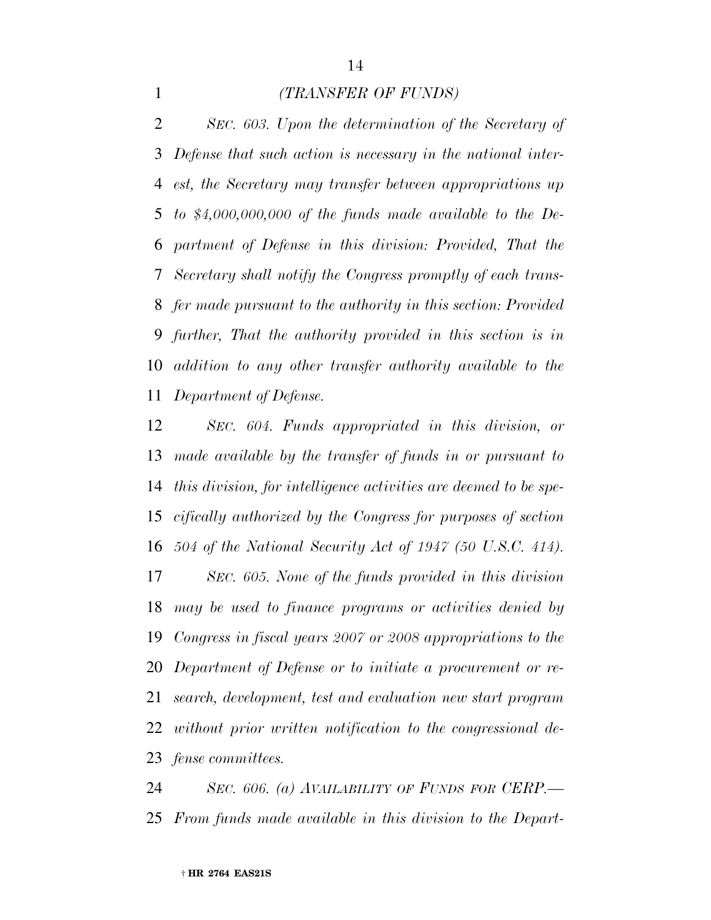*(TRANSFER OF FUNDS)*

*SEC. 603. Upon the determination of the Secretary of Defense that such action is necessary in the national interest, the Secretary may transfer between appropriations up to $4,000,000,000 of the funds made available to the Department of Defense in this division: Provided, That the Secretary shall notify the Congress promptly of each transfer made pursuant to the authority in this section: Provided further, That the authority provided in this section is in addition to any other transfer authority available to the Department of Defense.*

*SEC. 604. Funds appropriated in this division, or made available by the transfer of funds in or pursuant to this division, for intelligence activities are deemed to be specifically authorized by the Congress for purposes of section 504 of the National Security Act of 1947 (50 U.S.C. 414).*

*SEC. 605. None of the funds provided in this division may be used to finance programs or activities denied by Congress in fiscal years 2007 or 2008 appropriations to the Department of Defense or to initiate a procurement or research, development, test and evaluation new start program without prior written notification to the congressional defense committees.*

*SEC. 606. (a) AVAILABILITY OF FUNDS FOR CERP.—From funds made available in this division to the Depart-*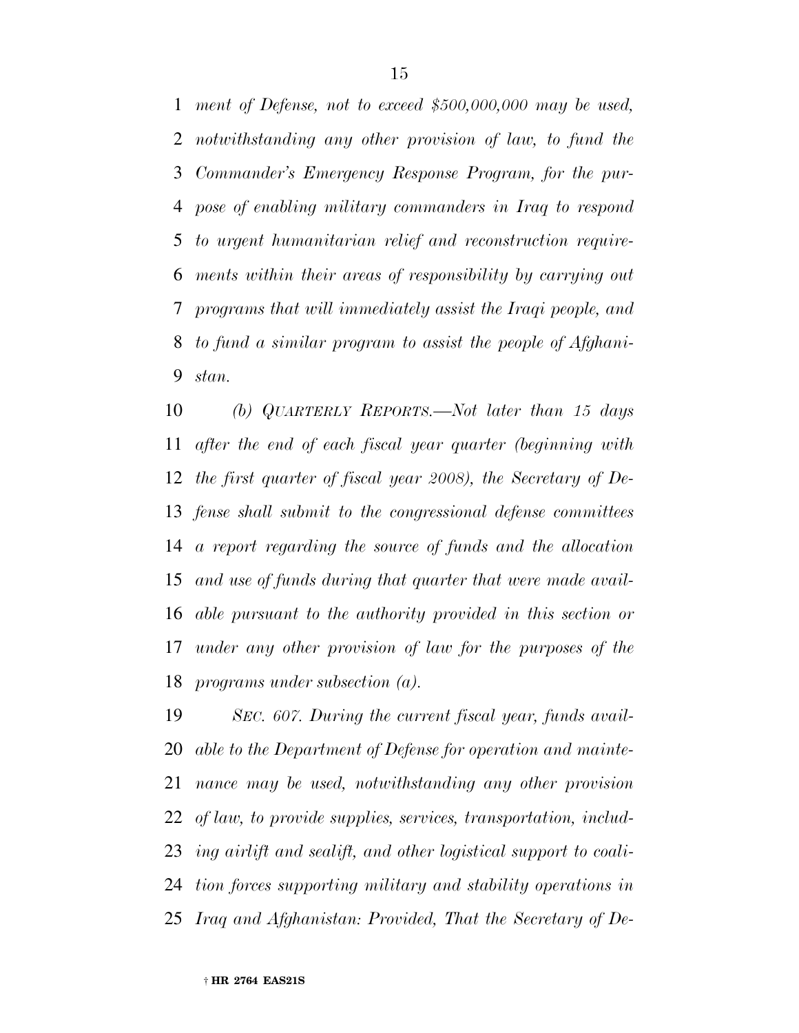*ment of Defense, not to exceed $500,000,000 may be used, notwithstanding any other provision of law, to fund the Commander's Emergency Response Program, for the purpose of enabling military commanders in Iraq to respond to urgent humanitarian relief and reconstruction requirements within their areas of responsibility by carrying out programs that will immediately assist the Iraqi people, and to fund a similar program to assist the people of Afghanistan.*

*(b) QUARTERLY REPORTS.—Not later than 15 days after the end of each fiscal year quarter (beginning with the first quarter of fiscal year 2008), the Secretary of Defense shall submit to the congressional defense committees a report regarding the source of funds and the allocation and use of funds during that quarter that were made available pursuant to the authority provided in this section or under any other provision of law for the purposes of the programs under subsection (a).*

*SEC. 607. During the current fiscal year, funds available to the Department of Defense for operation and maintenance may be used, notwithstanding any other provision of law, to provide supplies, services, transportation, including airlift and sealift, and other logistical support to coalition forces supporting military and stability operations in Iraq and Afghanistan: Provided, That the Secretary of De-*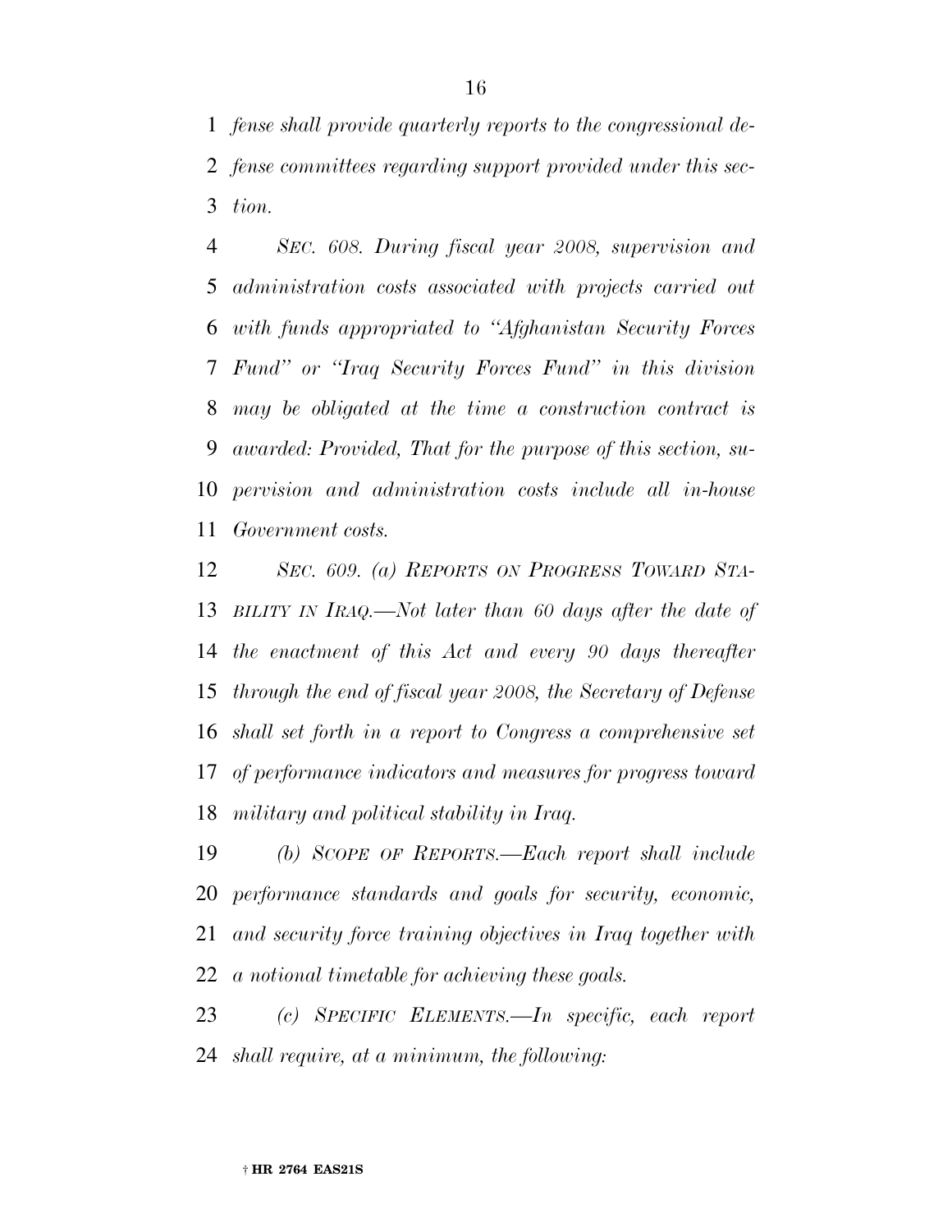*fense shall provide quarterly reports to the congressional defense committees regarding support provided under this section.*

*SEC. 608. During fiscal year 2008, supervision and administration costs associated with projects carried out with funds appropriated to "Afghanistan Security Forces Fund" or "Iraq Security Forces Fund" in this division may be obligated at the time a construction contract is awarded: Provided, That for the purpose of this section, supervision and administration costs include all in-house Government costs.*

*SEC. 609. (a) REPORTS ON PROGRESS TOWARD STABILITY IN IRAQ.—Not later than 60 days after the date of the enactment of this Act and every 90 days thereafter through the end of fiscal year 2008, the Secretary of Defense shall set forth in a report to Congress a comprehensive set of performance indicators and measures for progress toward military and political stability in Iraq.*

*(b) SCOPE OF REPORTS.—Each report shall include performance standards and goals for security, economic, and security force training objectives in Iraq together with a notional timetable for achieving these goals.*

*(c) SPECIFIC ELEMENTS.—In specific, each report shall require, at a minimum, the following:*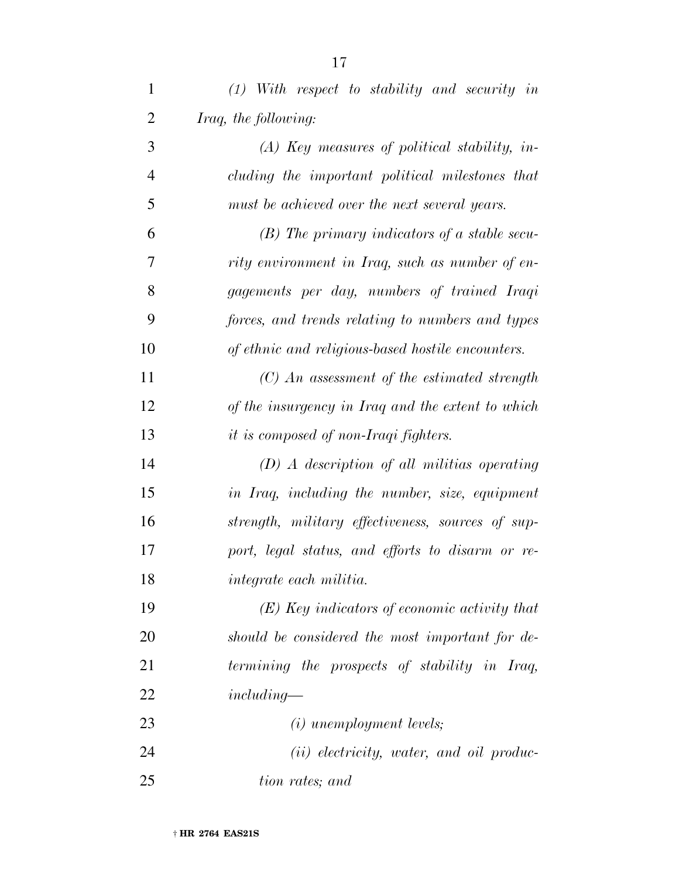*(1) With respect to stability and security in Iraq, the following:*

*(A) Key measures of political stability, including the important political milestones that must be achieved over the next several years.*

*(B) The primary indicators of a stable security environment in Iraq, such as number of engagements per day, numbers of trained Iraqi forces, and trends relating to numbers and types of ethnic and religious-based hostile encounters.*

*(C) An assessment of the estimated strength of the insurgency in Iraq and the extent to which it is composed of non-Iraqi fighters.*

*(D) A description of all militias operating in Iraq, including the number, size, equipment strength, military effectiveness, sources of support, legal status, and efforts to disarm or reintegrate each militia.*

*(E) Key indicators of economic activity that should be considered the most important for determining the prospects of stability in Iraq, including—*

*(i) unemployment levels;*

*(ii) electricity, water, and oil production rates; and*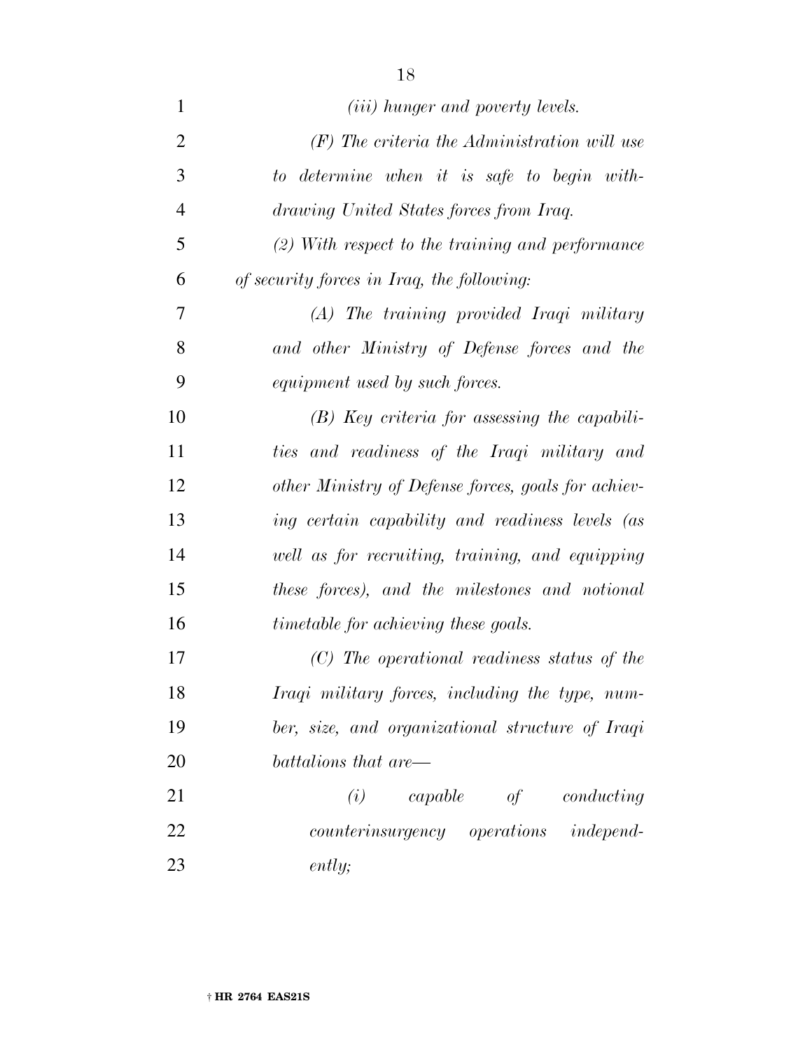*(iii) hunger and poverty levels.*

*(F) The criteria the Administration will use to determine when it is safe to begin withdrawing United States forces from Iraq.*

*(2) With respect to the training and performance of security forces in Iraq, the following:*

*(A) The training provided Iraqi military and other Ministry of Defense forces and the equipment used by such forces.*

*(B) Key criteria for assessing the capabilities and readiness of the Iraqi military and other Ministry of Defense forces, goals for achieving certain capability and readiness levels (as well as for recruiting, training, and equipping these forces), and the milestones and notional timetable for achieving these goals.*

*(C) The operational readiness status of the Iraqi military forces, including the type, number, size, and organizational structure of Iraqi battalions that are—*

*(i) capable of conducting counterinsurgency operations independently;*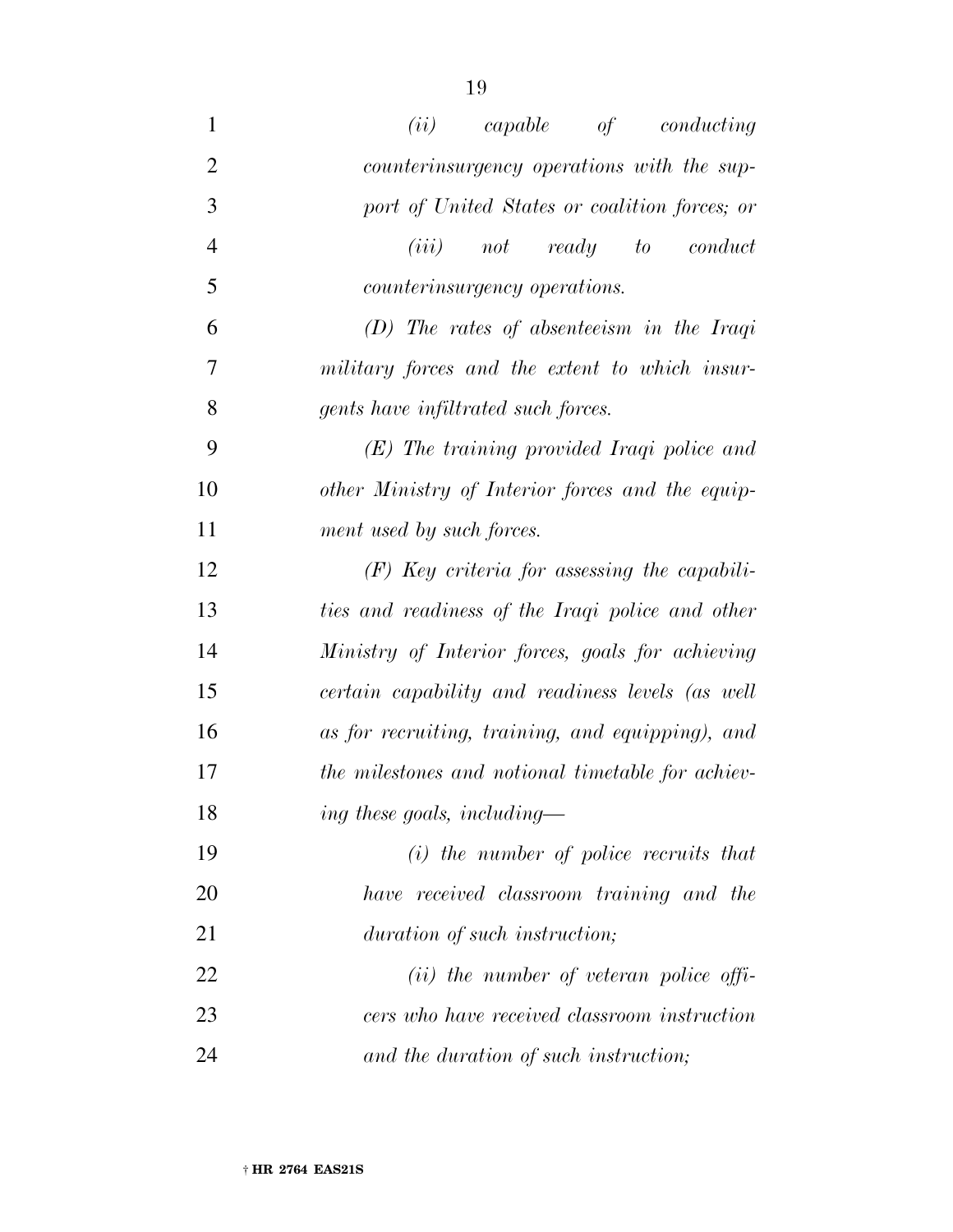*(ii) capable of conducting counterinsurgency operations with the support of United States or coalition forces; or*

*(iii) not ready to conduct counterinsurgency operations.*

*(D) The rates of absenteeism in the Iraqi military forces and the extent to which insurgents have infiltrated such forces.*

*(E) The training provided Iraqi police and other Ministry of Interior forces and the equipment used by such forces.*

*(F) Key criteria for assessing the capabilities and readiness of the Iraqi police and other Ministry of Interior forces, goals for achieving certain capability and readiness levels (as well as for recruiting, training, and equipping), and the milestones and notional timetable for achieving these goals, including—*

*(i) the number of police recruits that have received classroom training and the duration of such instruction;*

*(ii) the number of veteran police officers who have received classroom instruction and the duration of such instruction;*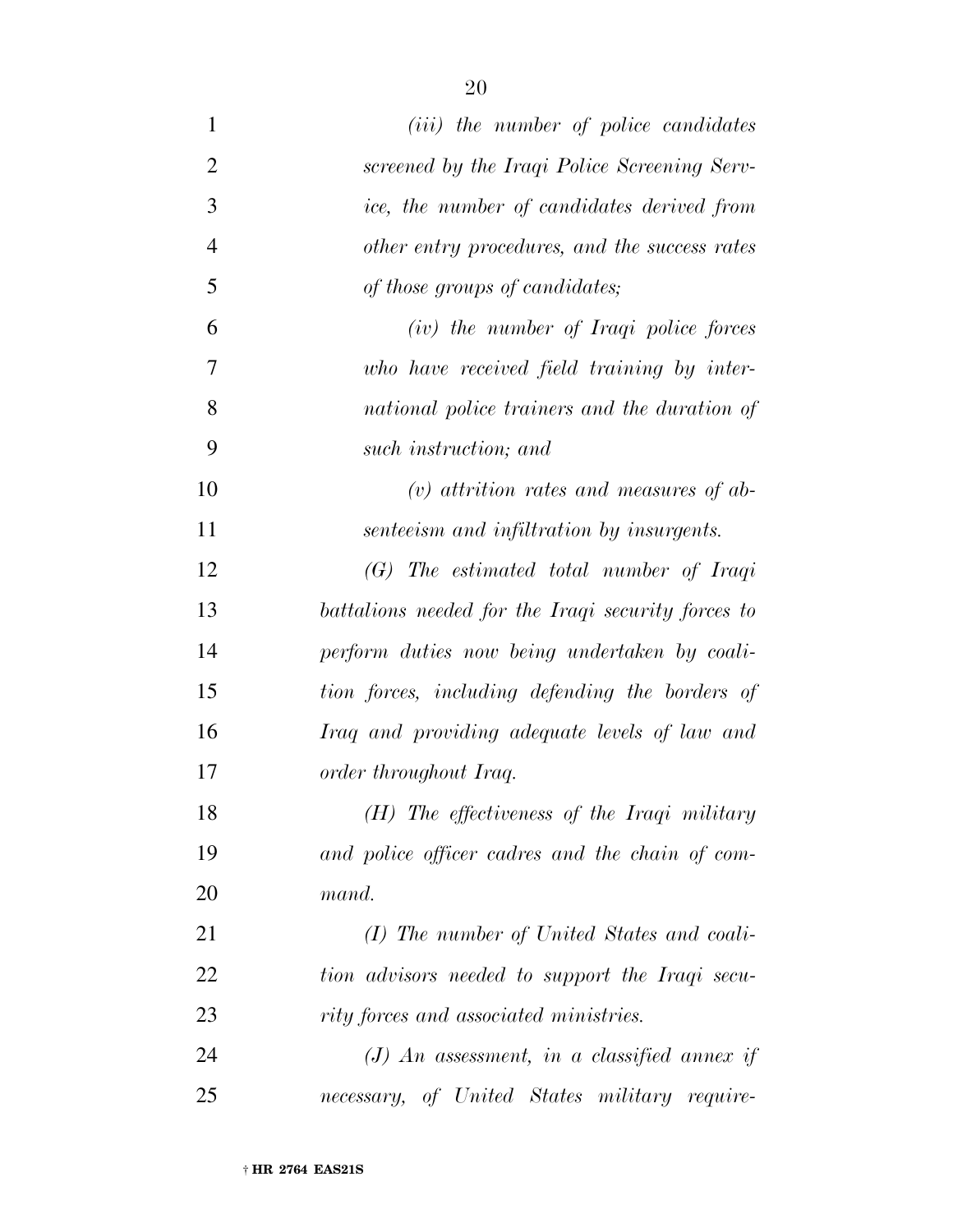*(iii) the number of police candidates screened by the Iraqi Police Screening Service, the number of candidates derived from other entry procedures, and the success rates of those groups of candidates;*

*(iv) the number of Iraqi police forces who have received field training by international police trainers and the duration of such instruction; and*

*(v) attrition rates and measures of absenteeism and infiltration by insurgents.*

*(G) The estimated total number of Iraqi battalions needed for the Iraqi security forces to perform duties now being undertaken by coalition forces, including defending the borders of Iraq and providing adequate levels of law and order throughout Iraq.*

*(H) The effectiveness of the Iraqi military and police officer cadres and the chain of command.*

*(I) The number of United States and coalition advisors needed to support the Iraqi security forces and associated ministries.*

*(J) An assessment, in a classified annex if necessary, of United States military require-*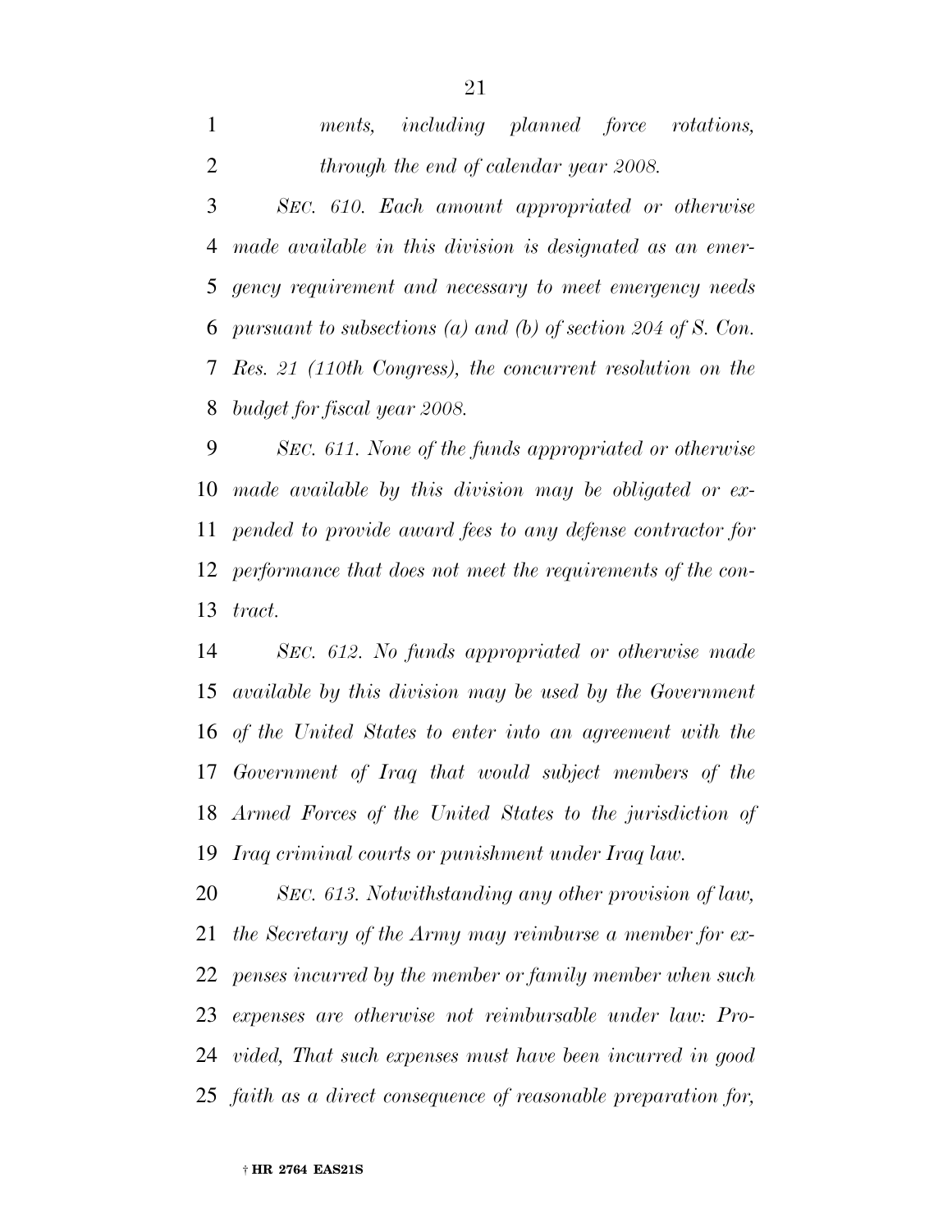*ments, including planned force rotations, through the end of calendar year 2008.*

*SEC. 610. Each amount appropriated or otherwise made available in this division is designated as an emergency requirement and necessary to meet emergency needs pursuant to subsections (a) and (b) of section 204 of S. Con. Res. 21 (110th Congress), the concurrent resolution on the budget for fiscal year 2008.*

*SEC. 611. None of the funds appropriated or otherwise made available by this division may be obligated or expended to provide award fees to any defense contractor for performance that does not meet the requirements of the contract.*

*SEC. 612. No funds appropriated or otherwise made available by this division may be used by the Government of the United States to enter into an agreement with the Government of Iraq that would subject members of the Armed Forces of the United States to the jurisdiction of Iraq criminal courts or punishment under Iraq law.*

*SEC. 613. Notwithstanding any other provision of law, the Secretary of the Army may reimburse a member for expenses incurred by the member or family member when such expenses are otherwise not reimbursable under law: Provided, That such expenses must have been incurred in good faith as a direct consequence of reasonable preparation for,*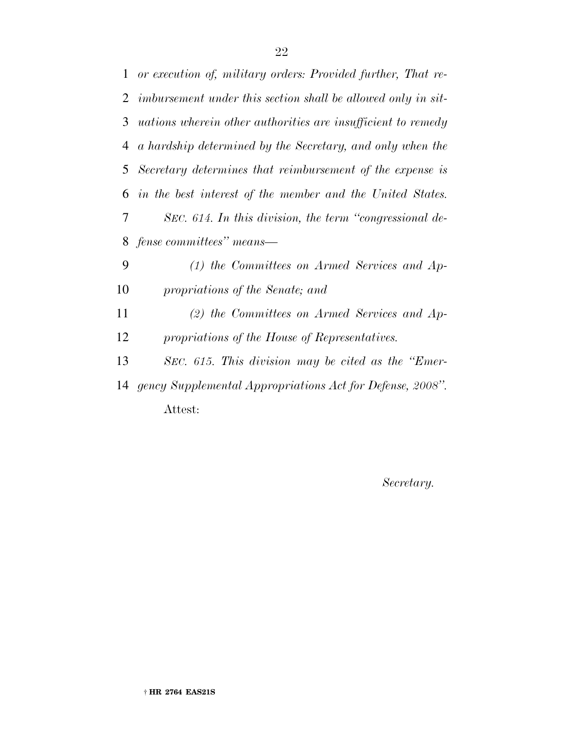*or execution of, military orders: Provided further, That reimbursement under this section shall be allowed only in situations wherein other authorities are insufficient to remedy a hardship determined by the Secretary, and only when the Secretary determines that reimbursement of the expense is in the best interest of the member and the United States.*

*SEC. 614. In this division, the term "congressional defense committees" means—*

*(1) the Committees on Armed Services and Appropriations of the Senate; and*

*(2) the Committees on Armed Services and Appropriations of the House of Representatives.*

*SEC. 615. This division may be cited as the "Emergency Supplemental Appropriations Act for Defense, 2008".*

Attest:

*Secretary.*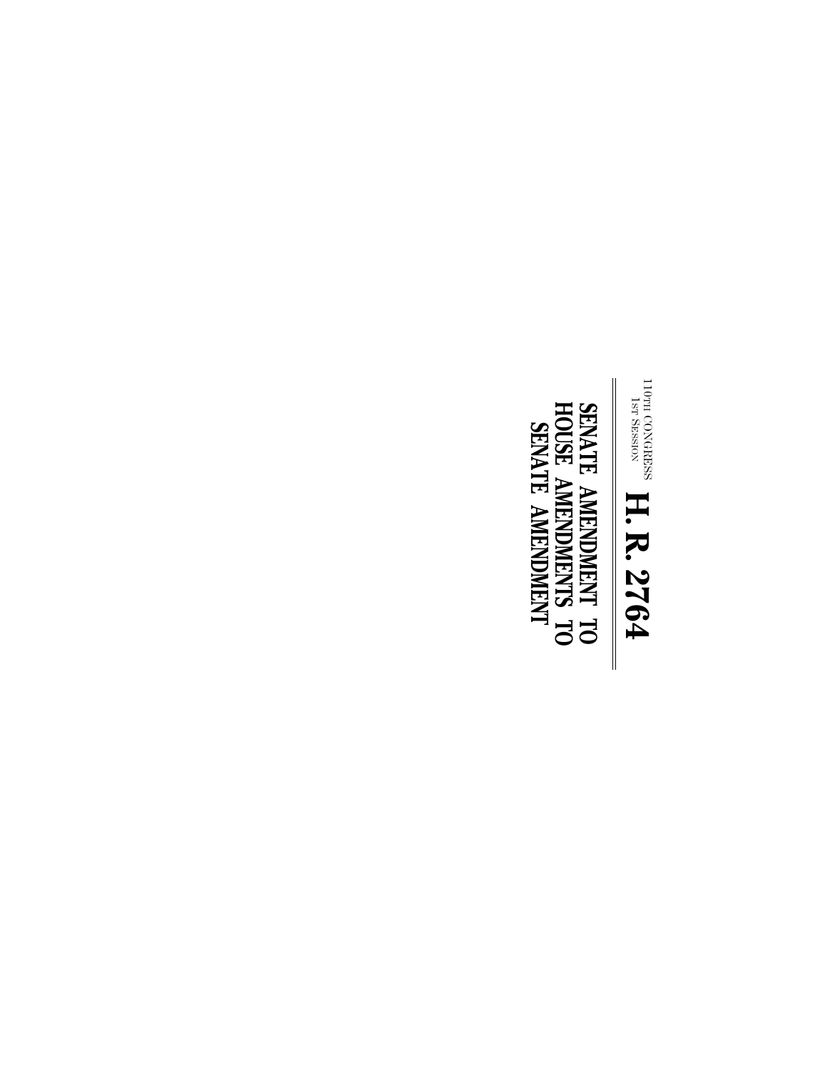110TH CONGRESS
1ST SESSION

# H. R. 2764

**SENATE AMENDMENT TO HOUSE AMENDMENTS TO SENATE AMENDMENT**